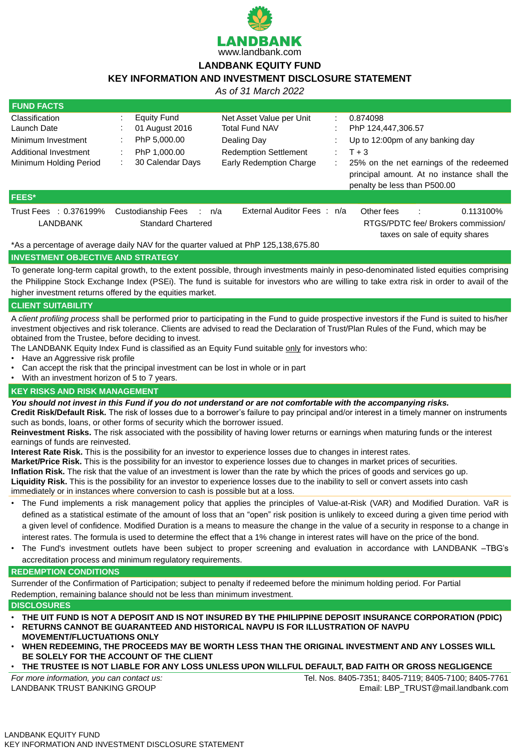LANDBANK
www.landbank.com

# LANDBANK EQUITY FUND

## KEY INFORMATION AND INVESTMENT DISCLOSURE STATEMENT

*As of 31 March 2022*

## FUND FACTS

| | | | | | |
|---|---|---|---|---|---|
| Classification | : | Equity Fund | Net Asset Value per Unit | : | 0.874098 |
| Launch Date | : | 01 August 2016 | Total Fund NAV | : | PhP 124,447,306.57 |
| Minimum Investment | : | PhP 5,000.00 | Dealing Day | : | Up to 12:00pm of any banking day |
| Additional Investment | : | PhP 1,000.00 | Redemption Settlement | : | T + 3 |
| Minimum Holding Period | : | 30 Calendar Days | Early Redemption Charge | : | 25% on the net earnings of the redeemed principal amount. At no instance shall the penalty be less than P500.00 |

## FEES*

| Trust Fees : 0.376199% | Custodianship Fees : n/a | External Auditor Fees : n/a | Other fees : 0.113100% |
|---|---|---|---|
| LANDBANK | Standard Chartered | | RTGS/PDTC fee/ Brokers commission/ taxes on sale of equity shares |

*As a percentage of average daily NAV for the quarter valued at PhP 125,138,675.80

## INVESTMENT OBJECTIVE AND STRATEGY

To generate long-term capital growth, to the extent possible, through investments mainly in peso-denominated listed equities comprising the Philippine Stock Exchange Index (PSEi). The fund is suitable for investors who are willing to take extra risk in order to avail of the higher investment returns offered by the equities market.

## CLIENT SUITABILITY

A *client profiling process* shall be performed prior to participating in the Fund to guide prospective investors if the Fund is suited to his/her investment objectives and risk tolerance. Clients are advised to read the Declaration of Trust/Plan Rules of the Fund, which may be obtained from the Trustee, before deciding to invest.

The LANDBANK Equity Index Fund is classified as an Equity Fund suitable only for investors who:

- Have an Aggressive risk profile
- Can accept the risk that the principal investment can be lost in whole or in part
- With an investment horizon of 5 to 7 years.

## KEY RISKS AND RISK MANAGEMENT

***You should not invest in this Fund if you do not understand or are not comfortable with the accompanying risks.***

**Credit Risk/Default Risk.** The risk of losses due to a borrower's failure to pay principal and/or interest in a timely manner on instruments such as bonds, loans, or other forms of security which the borrower issued.

**Reinvestment Risks.** The risk associated with the possibility of having lower returns or earnings when maturing funds or the interest earnings of funds are reinvested.

**Interest Rate Risk.** This is the possibility for an investor to experience losses due to changes in interest rates.

**Market/Price Risk.** This is the possibility for an investor to experience losses due to changes in market prices of securities.

**Inflation Risk.** The risk that the value of an investment is lower than the rate by which the prices of goods and services go up.

**Liquidity Risk.** This is the possibility for an investor to experience losses due to the inability to sell or convert assets into cash immediately or in instances where conversion to cash is possible but at a loss.

- The Fund implements a risk management policy that applies the principles of Value-at-Risk (VAR) and Modified Duration. VaR is defined as a statistical estimate of the amount of loss that an "open" risk position is unlikely to exceed during a given time period with a given level of confidence. Modified Duration is a means to measure the change in the value of a security in response to a change in interest rates. The formula is used to determine the effect that a 1% change in interest rates will have on the price of the bond.
- The Fund's investment outlets have been subject to proper screening and evaluation in accordance with LANDBANK –TBG's accreditation process and minimum regulatory requirements.

## REDEMPTION CONDITIONS

Surrender of the Confirmation of Participation; subject to penalty if redeemed before the minimum holding period. For Partial Redemption, remaining balance should not be less than minimum investment.

## DISCLOSURES

- **THE UIT FUND IS NOT A DEPOSIT AND IS NOT INSURED BY THE PHILIPPINE DEPOSIT INSURANCE CORPORATION (PDIC)**
- **RETURNS CANNOT BE GUARANTEED AND HISTORICAL NAVPU IS FOR ILLUSTRATION OF NAVPU MOVEMENT/FLUCTUATIONS ONLY**
- **WHEN REDEEMING, THE PROCEEDS MAY BE WORTH LESS THAN THE ORIGINAL INVESTMENT AND ANY LOSSES WILL BE SOLELY FOR THE ACCOUNT OF THE CLIENT**
- **THE TRUSTEE IS NOT LIABLE FOR ANY LOSS UNLESS UPON WILLFUL DEFAULT, BAD FAITH OR GROSS NEGLIGENCE**

*For more information, you can contact us:*
LANDBANK TRUST BANKING GROUP

Tel. Nos. 8405-7351; 8405-7119; 8405-7100; 8405-7761
Email: LBP_TRUST@mail.landbank.com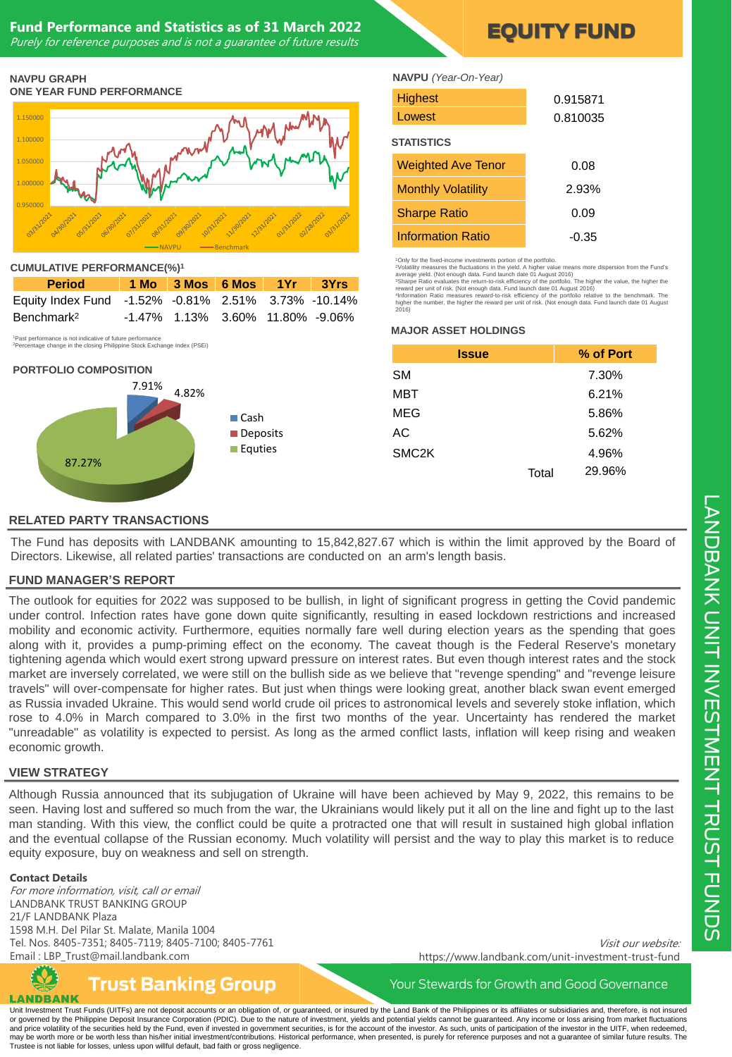# Fund Performance and Statistics as of 31 March 2022

*Purely for reference purposes and is not a guarantee of future results*

# EQUITY FUND

## NAVPU GRAPH
## ONE YEAR FUND PERFORMANCE

1.150000
1.100000
1.050000
1.000000
0.950000

03/31/2021 04/30/2021 05/31/2021 06/30/2021 07/31/2021 08/31/2021 09/30/2021 10/31/2021 11/30/2021 12/31/2021 01/31/2022 02/28/2022 03/31/2022

NAVPU — Benchmark

## NAVPU *(Year-On-Year)*

| | |
|---|---|
| Highest | 0.915871 |
| Lowest | 0.810035 |

## STATISTICS

| | |
|---|---|
| Weighted Ave Tenor | 0.08 |
| Monthly Volatility | 2.93% |
| Sharpe Ratio | 0.09 |
| Information Ratio | -0.35 |

[1]Only for the fixed-income investments portion of the portfolio.
[2]Volatility measures the fluctuations in the yield. A higher value means more dispersion from the Fund's average yield. (Not enough data. Fund launch date 01 August 2016)
[3]Sharpe Ratio evaluates the return-to-risk efficiency of the portfolio. The higher the value, the higher the reward per unit of risk. (Not enough data. Fund launch date 01 August 2016)
[4]Information Ratio measures reward-to-risk efficiency of the portfolio relative to the benchmark. The higher the number, the higher the reward per unit of risk. (Not enough data. Fund launch date 01 August 2016)

## CUMULATIVE PERFORMANCE(%)[1]

| Period | 1 Mo | 3 Mos | 6 Mos | 1Yr | 3Yrs |
|---|---|---|---|---|---|
| Equity Index Fund | -1.52% | -0.81% | 2.51% | 3.73% | -10.14% |
| Benchmark[2] | -1.47% | 1.13% | 3.60% | 11.80% | -9.06% |

[1]Past performance is not indicative of future performance
[2]Percentage change in the closing Philippine Stock Exchange Index (PSEi)

## PORTFOLIO COMPOSITION

7.91%
4.82%
87.27%

Cash
Deposits
Equties

## MAJOR ASSET HOLDINGS

| Issue | % of Port |
|---|---|
| SM | 7.30% |
| MBT | 6.21% |
| MEG | 5.86% |
| AC | 5.62% |
| SMC2K | 4.96% |
| Total | 29.96% |

## RELATED PARTY TRANSACTIONS

The Fund has deposits with LANDBANK amounting to 15,842,827.67 which is within the limit approved by the Board of Directors. Likewise, all related parties' transactions are conducted on an arm's length basis.

## FUND MANAGER'S REPORT

The outlook for equities for 2022 was supposed to be bullish, in light of significant progress in getting the Covid pandemic under control. Infection rates have gone down quite significantly, resulting in eased lockdown restrictions and increased mobility and economic activity. Furthermore, equities normally fare well during election years as the spending that goes along with it, provides a pump-priming effect on the economy. The caveat though is the Federal Reserve's monetary tightening agenda which would exert strong upward pressure on interest rates. But even though interest rates and the stock market are inversely correlated, we were still on the bullish side as we believe that "revenge spending" and "revenge leisure travels" will over-compensate for higher rates. But just when things were looking great, another black swan event emerged as Russia invaded Ukraine. This would send world crude oil prices to astronomical levels and severely stoke inflation, which rose to 4.0% in March compared to 3.0% in the first two months of the year. Uncertainty has rendered the market "unreadable" as volatility is expected to persist. As long as the armed conflict lasts, inflation will keep rising and weaken economic growth.

## VIEW STRATEGY

Although Russia announced that its subjugation of Ukraine will have been achieved by May 9, 2022, this remains to be seen. Having lost and suffered so much from the war, the Ukrainians would likely put it all on the line and fight up to the last man standing. With this view, the conflict could be quite a protracted one that will result in sustained high global inflation and the eventual collapse of the Russian economy. Much volatility will persist and the way to play this market is to reduce equity exposure, buy on weakness and sell on strength.

**Contact Details**
*For more information, visit, call or email*
LANDBANK TRUST BANKING GROUP
21/F LANDBANK Plaza
1598 M.H. Del Pilar St. Malate, Manila 1004
Tel. Nos. 8405-7351; 8405-7119; 8405-7100; 8405-7761
Email : LBP_Trust@mail.landbank.com

*Visit our website:*
https://www.landbank.com/unit-investment-trust-fund

LANDBANK **Trust Banking Group** Your Stewards for Growth and Good Governance

LANDBANK UNIT INVESTMENT TRUST FUNDS

Unit Investment Trust Funds (UITFs) are not deposit accounts or an obligation of, or guaranteed, or insured by the Land Bank of the Philippines or its affiliates or subsidiaries and, therefore, is not insured or governed by the Philippine Deposit Insurance Corporation (PDIC). Due to the nature of investment, yields and potential yields cannot be guaranteed. Any income or loss arising from market fluctuations and price volatility of the securities held by the Fund, even if invested in government securities, is for the account of the investor. As such, units of participation of the investor in the UITF, when redeemed, may be worth more or be worth less than his/her initial investment/contributions. Historical performance, when presented, is purely for reference purposes and not a guarantee of similar future results. The Trustee is not liable for losses, unless upon willful default, bad faith or gross negligence.